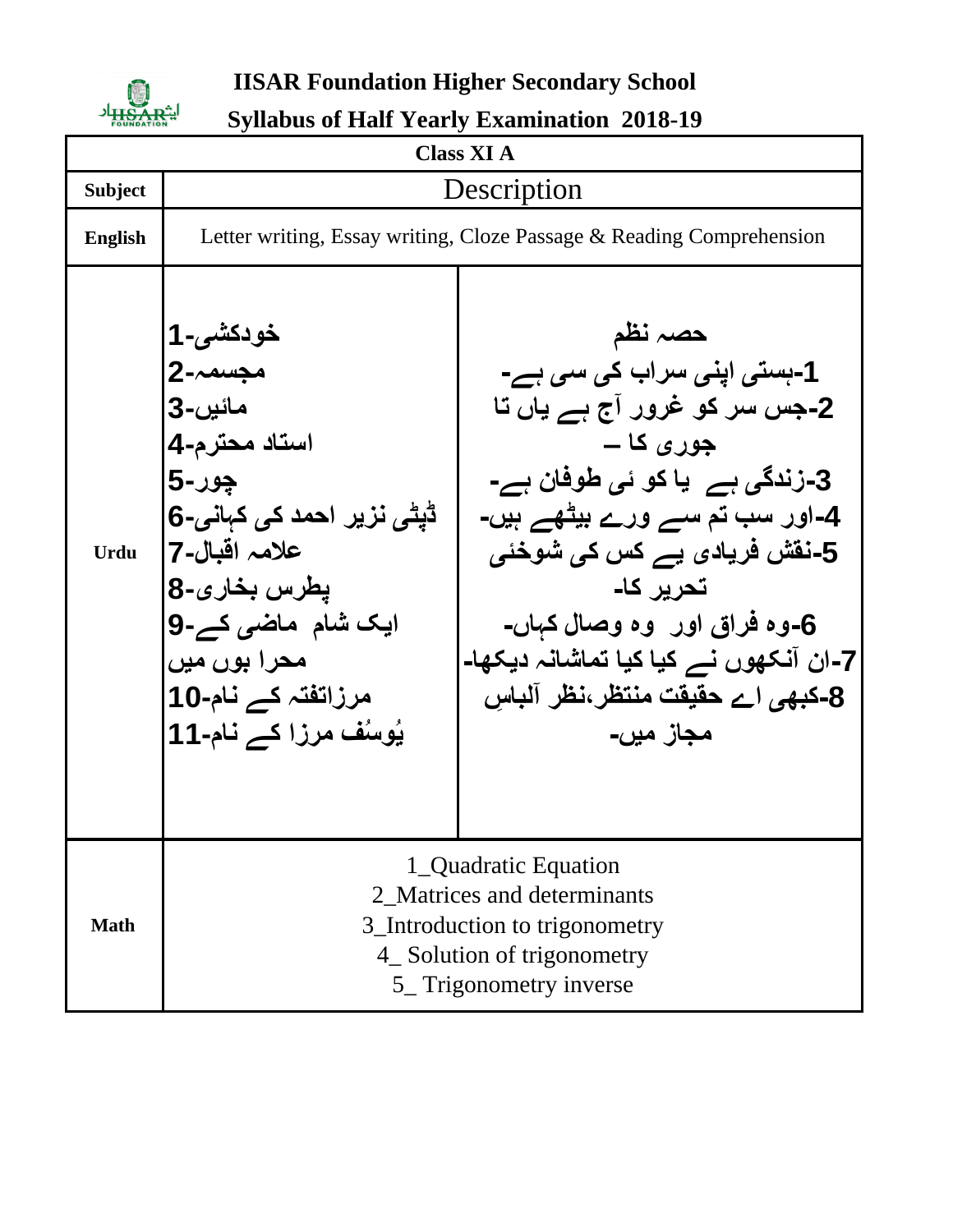# IISAR Foundation Higher Secondary School

## Syllabus of Half Yearly Examination 2018-19

| Class XI A | | |
|---|---|---|
| **Subject** | Description | |
| **English** | Letter writing, Essay writing, Cloze Passage & Reading Comprehension | |
| **Urdu** | 1-خودکشی<br>2-مجسمہ<br>3-مائیں<br>4-استاد محترم<br>5-چور<br>6-ڈپٹی نزیر احمد کی کہانی<br>7-علامہ اقبال<br>8-پطرس بخاری<br>9-ایک شام ماضی کے محرا بوں میں<br>10-مرزاتفتہ کے نام<br>11-یُوسُف مرزا کے نام | حصہ نظم<br>1-ہستی اپنی سراب کی سی ہے-<br>2-جس سر کو غرور آج ہے یاں تا جوری کا –<br>3-زندگی ہے یا کو ئی طوفان ہے-<br>4-اور سب تم سے ورے بیٹھے ہیں-<br>5-نقش فریادی ہے کس کی شوخئی تحریر کا-<br>6-وہ فراق اور وہ وصال کہاں-<br>7-ان آنکھوں نے کیا کیا تماشانہ دیکھا-<br>8-کبھی اے حقیقت منتظر،نظر آلباسِ مجاز میں- |
| **Math** | 1_Quadratic Equation<br>2_Matrices and determinants<br>3_Introduction to trigonometry<br>4_ Solution of trigonometry<br>5_ Trigonometry inverse | |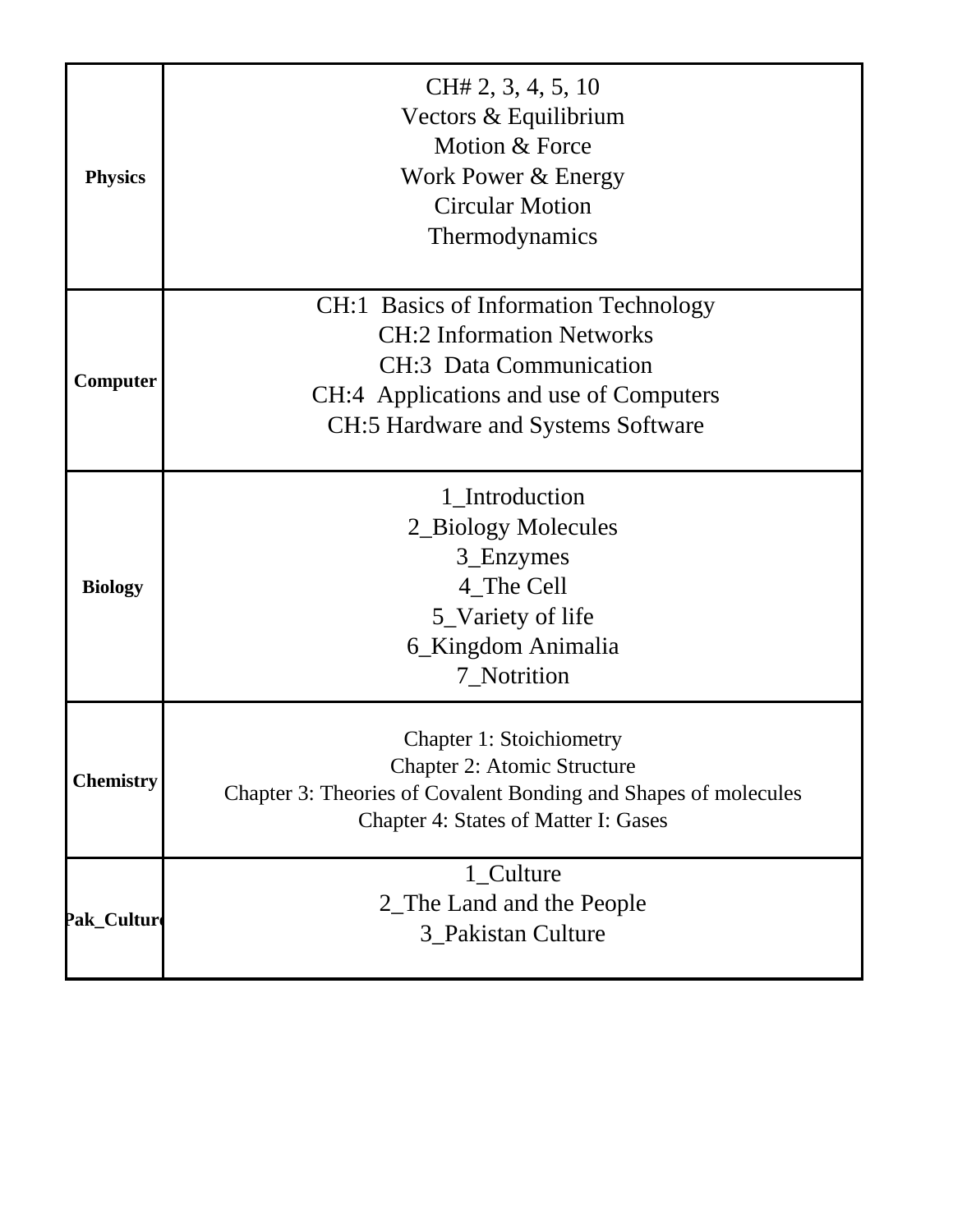| | |
|---|---|
| **Physics** | CH# 2, 3, 4, 5, 10<br>Vectors & Equilibrium<br>Motion & Force<br>Work Power & Energy<br>Circular Motion<br>Thermodynamics |
| **Computer** | CH:1 Basics of Information Technology<br>CH:2 Information Networks<br>CH:3 Data Communication<br>CH:4 Applications and use of Computers<br>CH:5 Hardware and Systems Software |
| **Biology** | 1_Introduction<br>2_Biology Molecules<br>3_Enzymes<br>4_The Cell<br>5_Variety of life<br>6_Kingdom Animalia<br>7_Notrition |
| **Chemistry** | Chapter 1: Stoichiometry<br>Chapter 2: Atomic Structure<br>Chapter 3: Theories of Covalent Bonding and Shapes of molecules<br>Chapter 4: States of Matter I: Gases |
| **Pak_Culture** | 1_Culture<br>2_The Land and the People<br>3_Pakistan Culture |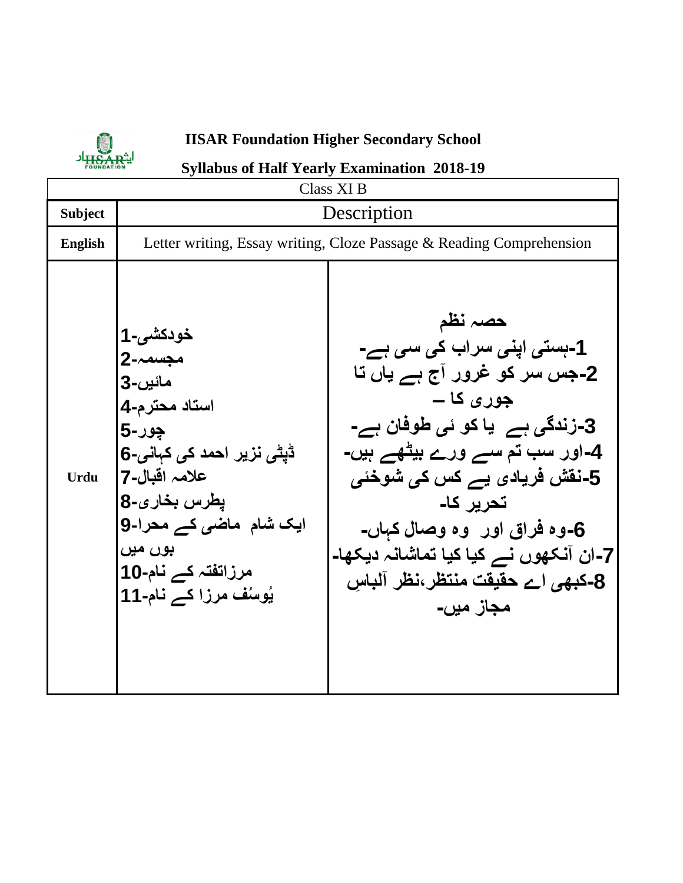**IISAR Foundation Higher Secondary School**

**Syllabus of Half Yearly Examination 2018-19**

| Class XI B | | |
|---|---|---|
| **Subject** | Description | |
| **English** | Letter writing, Essay writing, Cloze Passage & Reading Comprehension | |
| **Urdu** | خودکشی-1<br>مجسمہ-2<br>مائیں-3<br>استاد محترم-4<br>چور-5<br>ڈپٹی نزیر احمد کی کہانی-6<br>علامہ اقبال-7<br>پطرس بخاری-8<br>ایک شام ماضی کے محرا-9<br>بوں میں<br>مرزاتفتہ کے نام-10<br>یُوسُف مرزا کے نام-11 | حصہ نظم<br>1-ہستی اپنی سراب کی سی ہے-<br>2-جس سر کو غرور آج ہے یاں تا<br>جوری کا –<br>3-زندگی ہے یا کو ئی طوفان ہے-<br>4-اور سب تم سے ورے بیٹھے ہیں-<br>5-نقش فریادی ہے کس کی شوخئی<br>تحریر کا-<br>6-وہ فراق اور وہ وصال کہاں-<br>7-ان آنکھوں نے کیا کیا تماشانہ دیکھا-<br>8-کبھی اے حقیقت منتظر،نظر آلباسِ<br>مجاز میں- |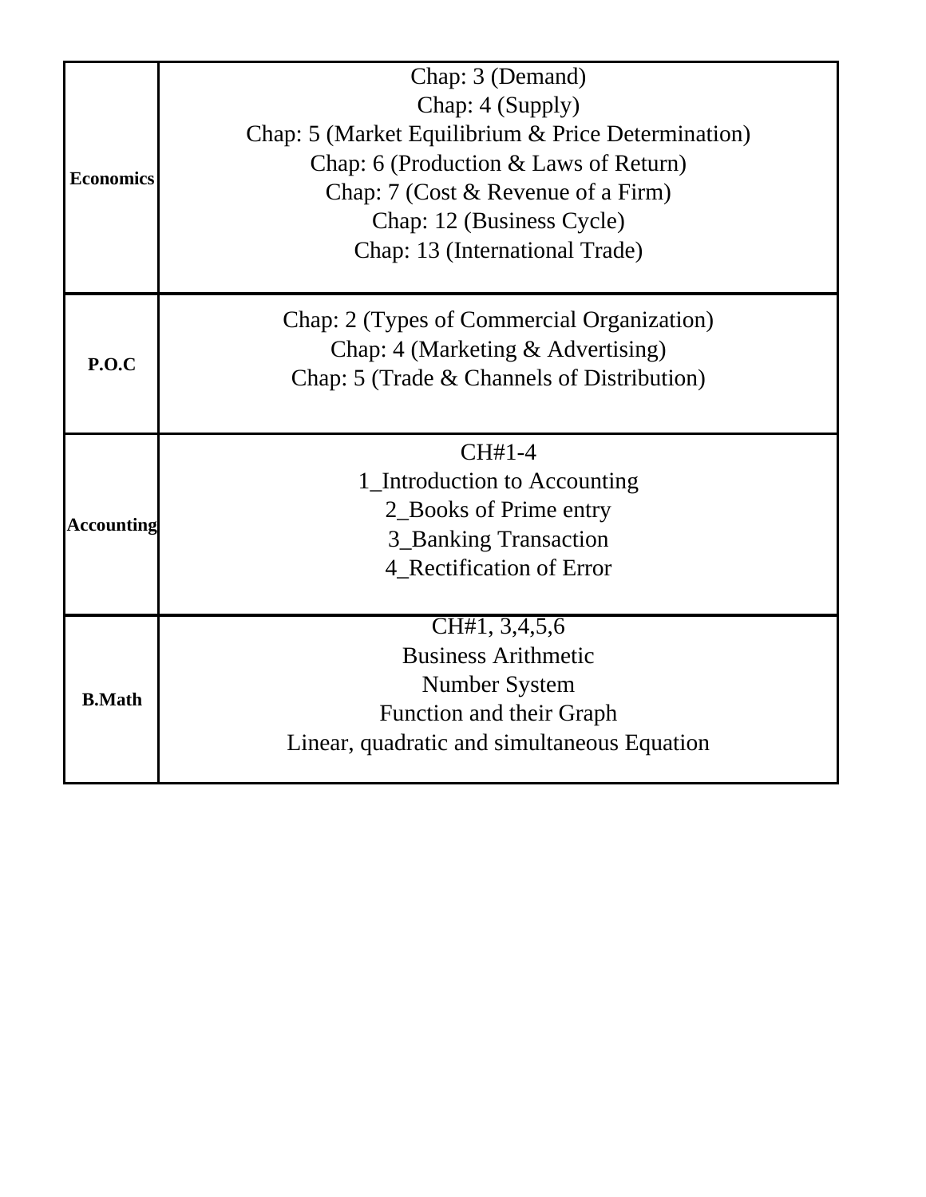| | |
|---|---|
| **Economics** | Chap: 3 (Demand)<br>Chap: 4 (Supply)<br>Chap: 5 (Market Equilibrium & Price Determination)<br>Chap: 6 (Production & Laws of Return)<br>Chap: 7 (Cost & Revenue of a Firm)<br>Chap: 12 (Business Cycle)<br>Chap: 13 (International Trade) |
| **P.O.C** | Chap: 2 (Types of Commercial Organization)<br>Chap: 4 (Marketing & Advertising)<br>Chap: 5 (Trade & Channels of Distribution) |
| **Accounting** | CH#1-4<br>1_Introduction to Accounting<br>2_Books of Prime entry<br>3_Banking Transaction<br>4_Rectification of Error |
| **B.Math** | CH#1, 3,4,5,6<br>Business Arithmetic<br>Number System<br>Function and their Graph<br>Linear, quadratic and simultaneous Equation |